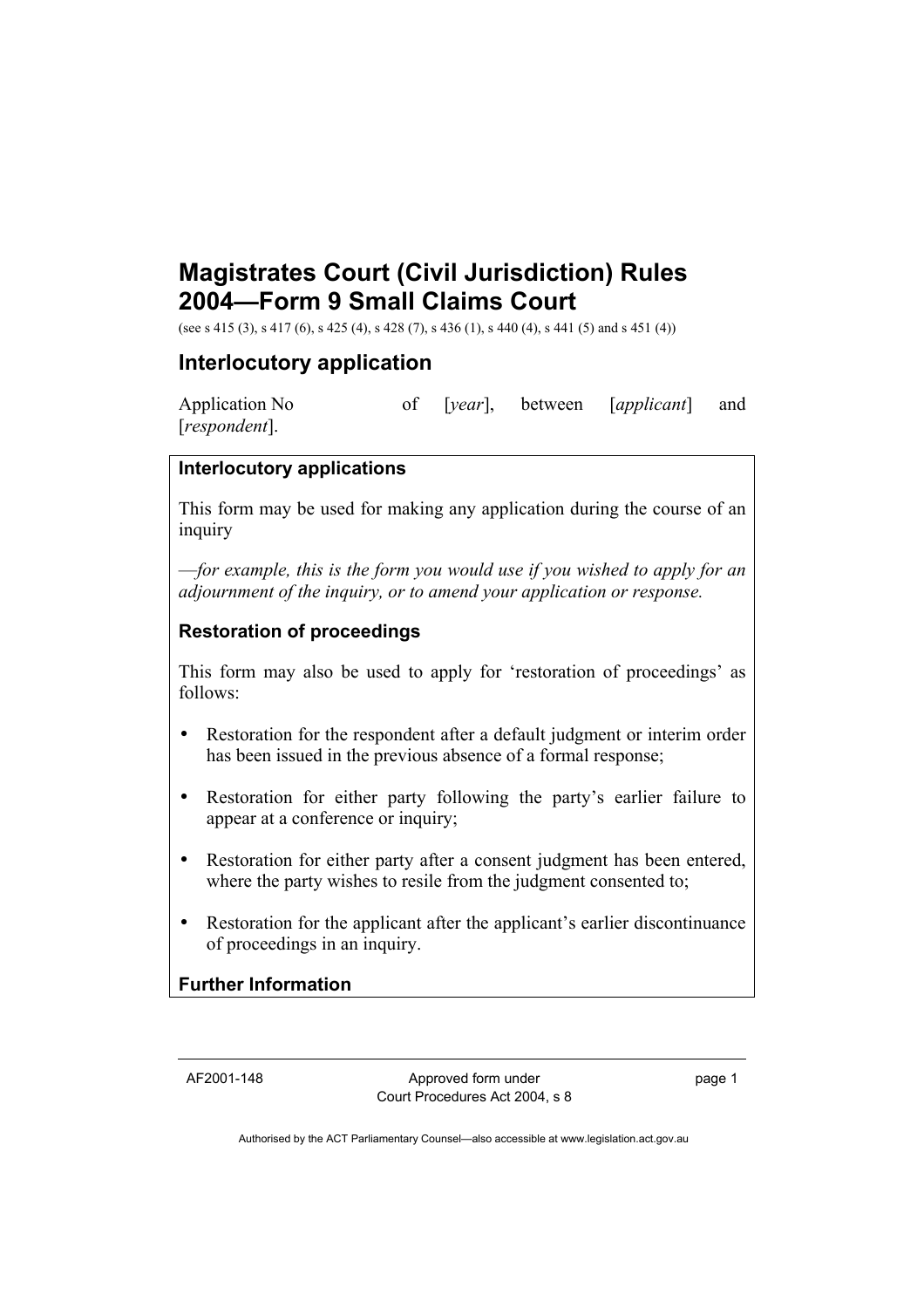# Magistrates Court (Civil Jurisdiction) Rules 2004—Form 9 Small Claims Court

(see s 415 (3), s 417 (6), s 425 (4), s 428 (7), s 436 (1), s 440 (4), s 441 (5) and s 451 (4))

## Interlocutory application

Application No          of [*year*], between [*applicant*] and [*respondent*].

### Interlocutory applications

This form may be used for making any application during the course of an inquiry

—*for example, this is the form you would use if you wished to apply for an adjournment of the inquiry, or to amend your application or response.*

### Restoration of proceedings

This form may also be used to apply for 'restoration of proceedings' as follows:

- Restoration for the respondent after a default judgment or interim order has been issued in the previous absence of a formal response;
- Restoration for either party following the party's earlier failure to appear at a conference or inquiry;
- Restoration for either party after a consent judgment has been entered, where the party wishes to resile from the judgment consented to;
- Restoration for the applicant after the applicant's earlier discontinuance of proceedings in an inquiry.

### Further Information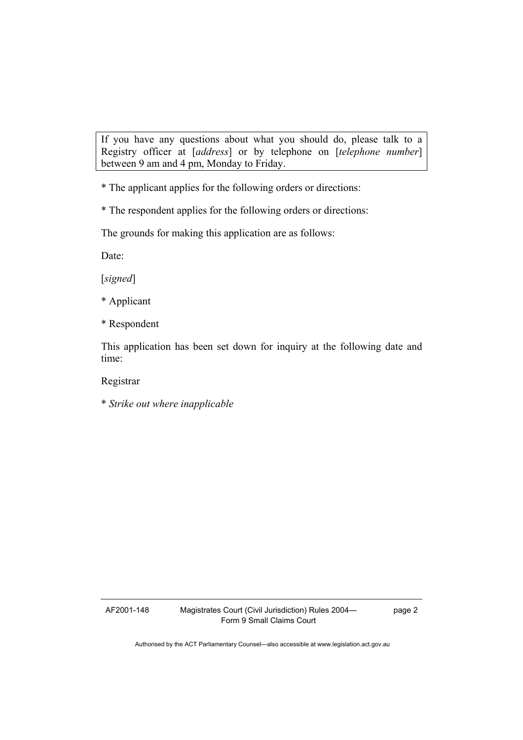> If you have any questions about what you should do, please talk to a Registry officer at [*address*] or by telephone on [*telephone number*] between 9 am and 4 pm, Monday to Friday.

* The applicant applies for the following orders or directions:

* The respondent applies for the following orders or directions:

The grounds for making this application are as follows:

Date:

[*signed*]

* Applicant

* Respondent

This application has been set down for inquiry at the following date and time:

Registrar

* *Strike out where inapplicable*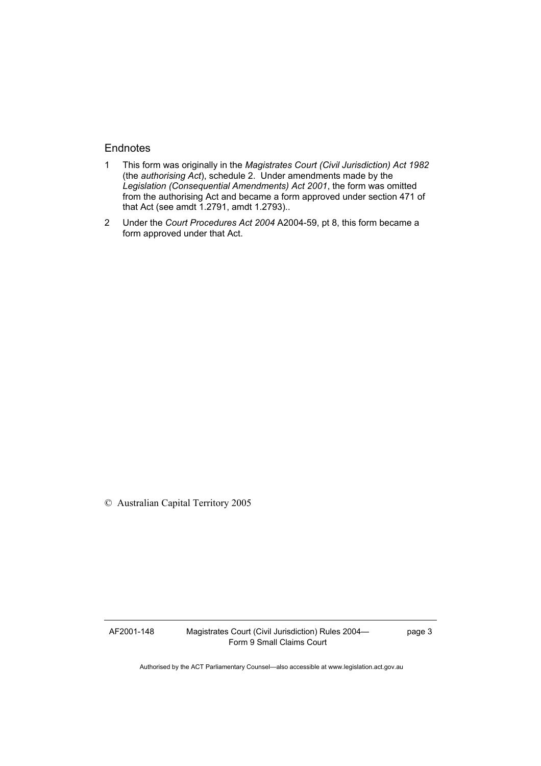## Endnotes

1. This form was originally in the *Magistrates Court (Civil Jurisdiction) Act 1982* (the *authorising Act*), schedule 2. Under amendments made by the *Legislation (Consequential Amendments) Act 2001*, the form was omitted from the authorising Act and became a form approved under section 471 of that Act (see amdt 1.2791, amdt 1.2793)..

2. Under the *Court Procedures Act 2004* A2004-59, pt 8, this form became a form approved under that Act.

© Australian Capital Territory 2005